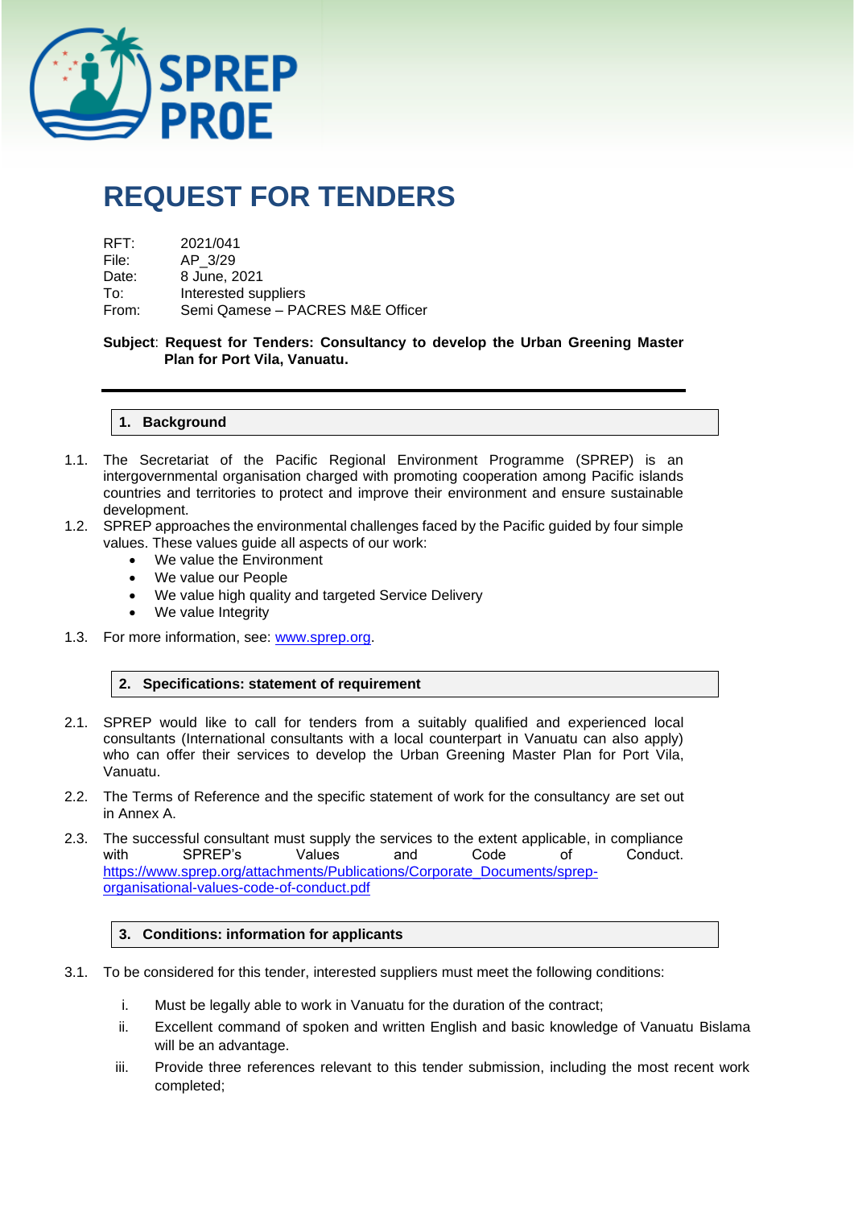# REQUEST FOR TENDERS

RFT: 2021/041
File: AP_3/29
Date: 8 June, 2021
To: Interested suppliers
From: Semi Qamese – PACRES M&E Officer

**Subject**: **Request for Tenders: Consultancy to develop the Urban Greening Master Plan for Port Vila, Vanuatu.**

## 1. Background

1.1. The Secretariat of the Pacific Regional Environment Programme (SPREP) is an intergovernmental organisation charged with promoting cooperation among Pacific islands countries and territories to protect and improve their environment and ensure sustainable development.

1.2. SPREP approaches the environmental challenges faced by the Pacific guided by four simple values. These values guide all aspects of our work:

- We value the Environment
- We value our People
- We value high quality and targeted Service Delivery
- We value Integrity

1.3. For more information, see: [www.sprep.org](www.sprep.org).

## 2. Specifications: statement of requirement

2.1. SPREP would like to call for tenders from a suitably qualified and experienced local consultants (International consultants with a local counterpart in Vanuatu can also apply) who can offer their services to develop the Urban Greening Master Plan for Port Vila, Vanuatu.

2.2. The Terms of Reference and the specific statement of work for the consultancy are set out in Annex A.

2.3. The successful consultant must supply the services to the extent applicable, in compliance with SPREP's Values and Code of Conduct. [https://www.sprep.org/attachments/Publications/Corporate_Documents/sprep-organisational-values-code-of-conduct.pdf](https://www.sprep.org/attachments/Publications/Corporate_Documents/sprep-organisational-values-code-of-conduct.pdf)

## 3. Conditions: information for applicants

3.1. To be considered for this tender, interested suppliers must meet the following conditions:

i. Must be legally able to work in Vanuatu for the duration of the contract;

ii. Excellent command of spoken and written English and basic knowledge of Vanuatu Bislama will be an advantage.

iii. Provide three references relevant to this tender submission, including the most recent work completed;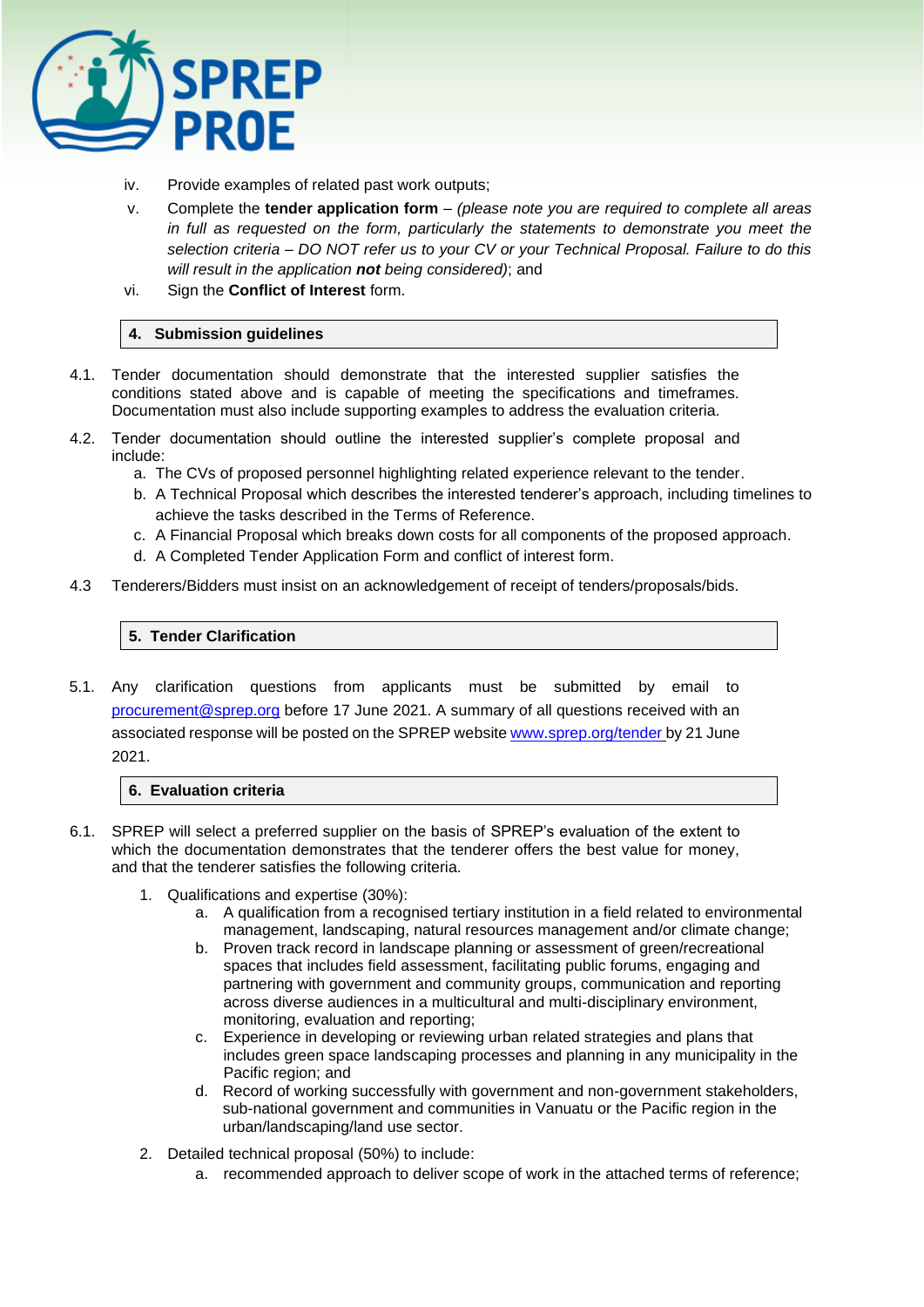iv. Provide examples of related past work outputs;

v. Complete the **tender application form** – *(please note you are required to complete all areas in full as requested on the form, particularly the statements to demonstrate you meet the selection criteria – DO NOT refer us to your CV or your Technical Proposal. Failure to do this will result in the application **not** being considered)*; and

vi. Sign the **Conflict of Interest** form.

## 4. Submission guidelines

4.1. Tender documentation should demonstrate that the interested supplier satisfies the conditions stated above and is capable of meeting the specifications and timeframes. Documentation must also include supporting examples to address the evaluation criteria.

4.2. Tender documentation should outline the interested supplier's complete proposal and include:

a. The CVs of proposed personnel highlighting related experience relevant to the tender.
b. A Technical Proposal which describes the interested tenderer's approach, including timelines to achieve the tasks described in the Terms of Reference.
c. A Financial Proposal which breaks down costs for all components of the proposed approach.
d. A Completed Tender Application Form and conflict of interest form.

4.3 Tenderers/Bidders must insist on an acknowledgement of receipt of tenders/proposals/bids.

## 5. Tender Clarification

5.1. Any clarification questions from applicants must be submitted by email to procurement@sprep.org before 17 June 2021. A summary of all questions received with an associated response will be posted on the SPREP website www.sprep.org/tender by 21 June 2021.

## 6. Evaluation criteria

6.1. SPREP will select a preferred supplier on the basis of SPREP's evaluation of the extent to which the documentation demonstrates that the tenderer offers the best value for money, and that the tenderer satisfies the following criteria.

1. Qualifications and expertise (30%):
   a. A qualification from a recognised tertiary institution in a field related to environmental management, landscaping, natural resources management and/or climate change;
   b. Proven track record in landscape planning or assessment of green/recreational spaces that includes field assessment, facilitating public forums, engaging and partnering with government and community groups, communication and reporting across diverse audiences in a multicultural and multi-disciplinary environment, monitoring, evaluation and reporting;
   c. Experience in developing or reviewing urban related strategies and plans that includes green space landscaping processes and planning in any municipality in the Pacific region; and
   d. Record of working successfully with government and non-government stakeholders, sub-national government and communities in Vanuatu or the Pacific region in the urban/landscaping/land use sector.
2. Detailed technical proposal (50%) to include:
   a. recommended approach to deliver scope of work in the attached terms of reference;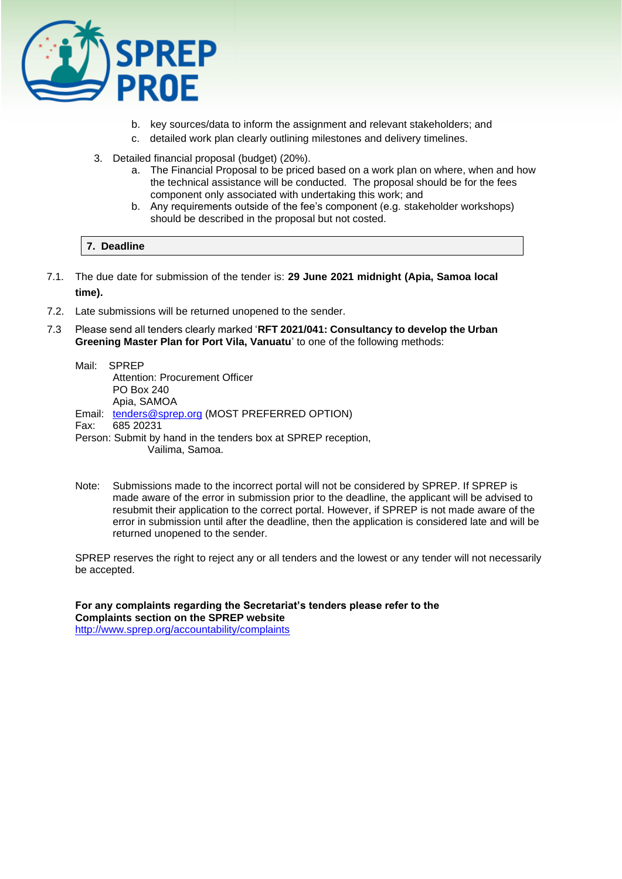b. key sources/data to inform the assignment and relevant stakeholders; and
   c. detailed work plan clearly outlining milestones and delivery timelines.

3. Detailed financial proposal (budget) (20%).
   a. The Financial Proposal to be priced based on a work plan on where, when and how the technical assistance will be conducted. The proposal should be for the fees component only associated with undertaking this work; and
   b. Any requirements outside of the fee's component (e.g. stakeholder workshops) should be described in the proposal but not costed.

## 7. Deadline

7.1. The due date for submission of the tender is: **29 June 2021 midnight (Apia, Samoa local time).**

7.2. Late submissions will be returned unopened to the sender.

7.3 Please send all tenders clearly marked '**RFT 2021/041: Consultancy to develop the Urban Greening Master Plan for Port Vila, Vanuatu**' to one of the following methods:

Mail: SPREP
Attention: Procurement Officer
PO Box 240
Apia, SAMOA

Email: tenders@sprep.org (MOST PREFERRED OPTION)

Fax: 685 20231

Person: Submit by hand in the tenders box at SPREP reception, Vailima, Samoa.

Note: Submissions made to the incorrect portal will not be considered by SPREP. If SPREP is made aware of the error in submission prior to the deadline, the applicant will be advised to resubmit their application to the correct portal. However, if SPREP is not made aware of the error in submission until after the deadline, then the application is considered late and will be returned unopened to the sender.

SPREP reserves the right to reject any or all tenders and the lowest or any tender will not necessarily be accepted.

**For any complaints regarding the Secretariat's tenders please refer to the Complaints section on the SPREP website**
http://www.sprep.org/accountability/complaints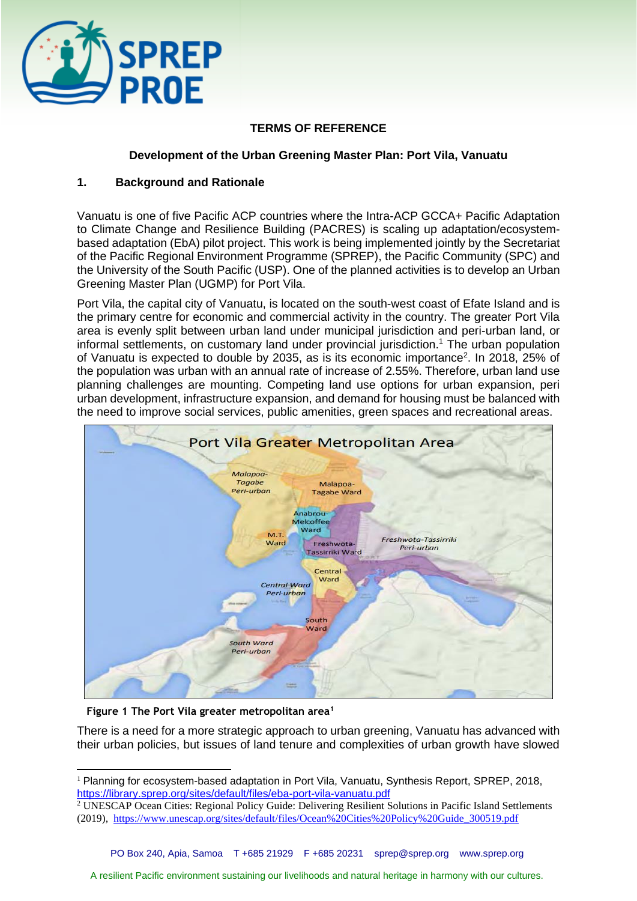**TERMS OF REFERENCE**

**Development of the Urban Greening Master Plan: Port Vila, Vanuatu**

## 1. Background and Rationale

Vanuatu is one of five Pacific ACP countries where the Intra-ACP GCCA+ Pacific Adaptation to Climate Change and Resilience Building (PACRES) is scaling up adaptation/ecosystem-based adaptation (EbA) pilot project. This work is being implemented jointly by the Secretariat of the Pacific Regional Environment Programme (SPREP), the Pacific Community (SPC) and the University of the South Pacific (USP). One of the planned activities is to develop an Urban Greening Master Plan (UGMP) for Port Vila.

Port Vila, the capital city of Vanuatu, is located on the south-west coast of Efate Island and is the primary centre for economic and commercial activity in the country. The greater Port Vila area is evenly split between urban land under municipal jurisdiction and peri-urban land, or informal settlements, on customary land under provincial jurisdiction.[1] The urban population of Vanuatu is expected to double by 2035, as is its economic importance[2]. In 2018, 25% of the population was urban with an annual rate of increase of 2.55%. Therefore, urban land use planning challenges are mounting. Competing land use options for urban expansion, peri urban development, infrastructure expansion, and demand for housing must be balanced with the need to improve social services, public amenities, green spaces and recreational areas.

**Figure 1 The Port Vila greater metropolitan area[1]**

There is a need for a more strategic approach to urban greening, Vanuatu has advanced with their urban policies, but issues of land tenure and complexities of urban growth have slowed

[1] Planning for ecosystem-based adaptation in Port Vila, Vanuatu, Synthesis Report, SPREP, 2018, https://library.sprep.org/sites/default/files/eba-port-vila-vanuatu.pdf

[2] UNESCAP Ocean Cities: Regional Policy Guide: Delivering Resilient Solutions in Pacific Island Settlements (2019), https://www.unescap.org/sites/default/files/Ocean%20Cities%20Policy%20Guide_300519.pdf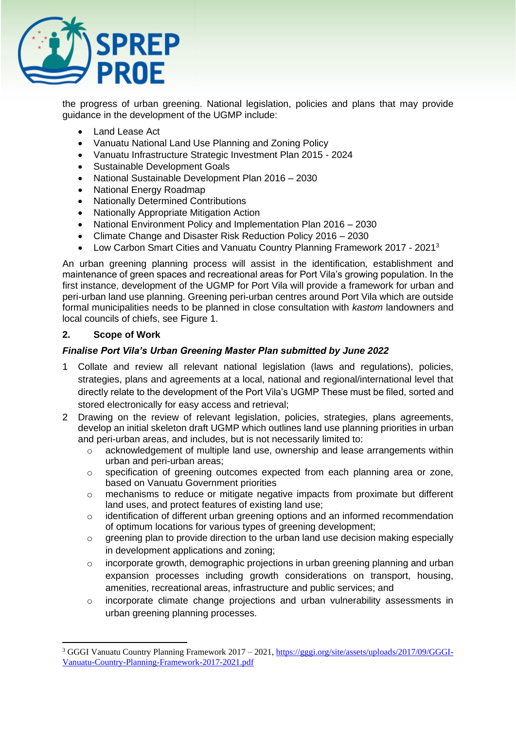the progress of urban greening. National legislation, policies and plans that may provide guidance in the development of the UGMP include:

- Land Lease Act
- Vanuatu National Land Use Planning and Zoning Policy
- Vanuatu Infrastructure Strategic Investment Plan 2015 - 2024
- Sustainable Development Goals
- National Sustainable Development Plan 2016 – 2030
- National Energy Roadmap
- Nationally Determined Contributions
- Nationally Appropriate Mitigation Action
- National Environment Policy and Implementation Plan 2016 – 2030
- Climate Change and Disaster Risk Reduction Policy 2016 – 2030
- Low Carbon Smart Cities and Vanuatu Country Planning Framework 2017 - 2021[3]

An urban greening planning process will assist in the identification, establishment and maintenance of green spaces and recreational areas for Port Vila's growing population. In the first instance, development of the UGMP for Port Vila will provide a framework for urban and peri-urban land use planning. Greening peri-urban centres around Port Vila which are outside formal municipalities needs to be planned in close consultation with *kastom* landowners and local councils of chiefs, see Figure 1.

## 2. Scope of Work

***Finalise Port Vila's Urban Greening Master Plan submitted by June 2022***

1. Collate and review all relevant national legislation (laws and regulations), policies, strategies, plans and agreements at a local, national and regional/international level that directly relate to the development of the Port Vila's UGMP These must be filed, sorted and stored electronically for easy access and retrieval;
2. Drawing on the review of relevant legislation, policies, strategies, plans agreements, develop an initial skeleton draft UGMP which outlines land use planning priorities in urban and peri-urban areas, and includes, but is not necessarily limited to:
   - acknowledgement of multiple land use, ownership and lease arrangements within urban and peri-urban areas;
   - specification of greening outcomes expected from each planning area or zone, based on Vanuatu Government priorities
   - mechanisms to reduce or mitigate negative impacts from proximate but different land uses, and protect features of existing land use;
   - identification of different urban greening options and an informed recommendation of optimum locations for various types of greening development;
   - greening plan to provide direction to the urban land use decision making especially in development applications and zoning;
   - incorporate growth, demographic projections in urban greening planning and urban expansion processes including growth considerations on transport, housing, amenities, recreational areas, infrastructure and public services; and
   - incorporate climate change projections and urban vulnerability assessments in urban greening planning processes.

[3] GGGI Vanuatu Country Planning Framework 2017 – 2021, https://gggi.org/site/assets/uploads/2017/09/GGGI-Vanuatu-Country-Planning-Framework-2017-2021.pdf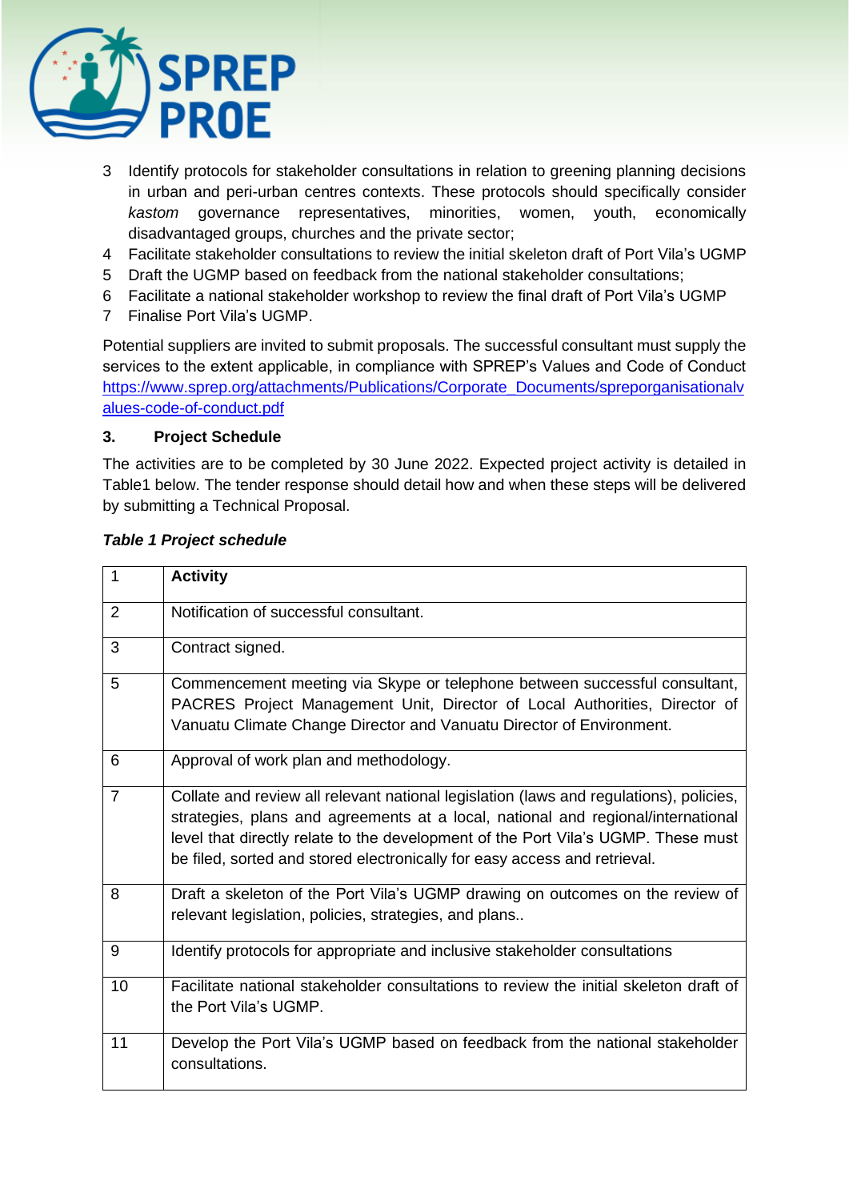3 Identify protocols for stakeholder consultations in relation to greening planning decisions in urban and peri-urban centres contexts. These protocols should specifically consider *kastom* governance representatives, minorities, women, youth, economically disadvantaged groups, churches and the private sector;
4 Facilitate stakeholder consultations to review the initial skeleton draft of Port Vila's UGMP
5 Draft the UGMP based on feedback from the national stakeholder consultations;
6 Facilitate a national stakeholder workshop to review the final draft of Port Vila's UGMP
7 Finalise Port Vila's UGMP.

Potential suppliers are invited to submit proposals. The successful consultant must supply the services to the extent applicable, in compliance with SPREP's Values and Code of Conduct [https://www.sprep.org/attachments/Publications/Corporate_Documents/spreporganisationalvalues-code-of-conduct.pdf](https://www.sprep.org/attachments/Publications/Corporate_Documents/spreporganisationalvalues-code-of-conduct.pdf)

## 3. Project Schedule

The activities are to be completed by 30 June 2022. Expected project activity is detailed in Table1 below. The tender response should detail how and when these steps will be delivered by submitting a Technical Proposal.

***Table 1 Project schedule***

| 1 | **Activity** |
|---|---|
| 2 | Notification of successful consultant. |
| 3 | Contract signed. |
| 5 | Commencement meeting via Skype or telephone between successful consultant, PACRES Project Management Unit, Director of Local Authorities, Director of Vanuatu Climate Change Director and Vanuatu Director of Environment. |
| 6 | Approval of work plan and methodology. |
| 7 | Collate and review all relevant national legislation (laws and regulations), policies, strategies, plans and agreements at a local, national and regional/international level that directly relate to the development of the Port Vila's UGMP. These must be filed, sorted and stored electronically for easy access and retrieval. |
| 8 | Draft a skeleton of the Port Vila's UGMP drawing on outcomes on the review of relevant legislation, policies, strategies, and plans.. |
| 9 | Identify protocols for appropriate and inclusive stakeholder consultations |
| 10 | Facilitate national stakeholder consultations to review the initial skeleton draft of the Port Vila's UGMP. |
| 11 | Develop the Port Vila's UGMP based on feedback from the national stakeholder consultations. |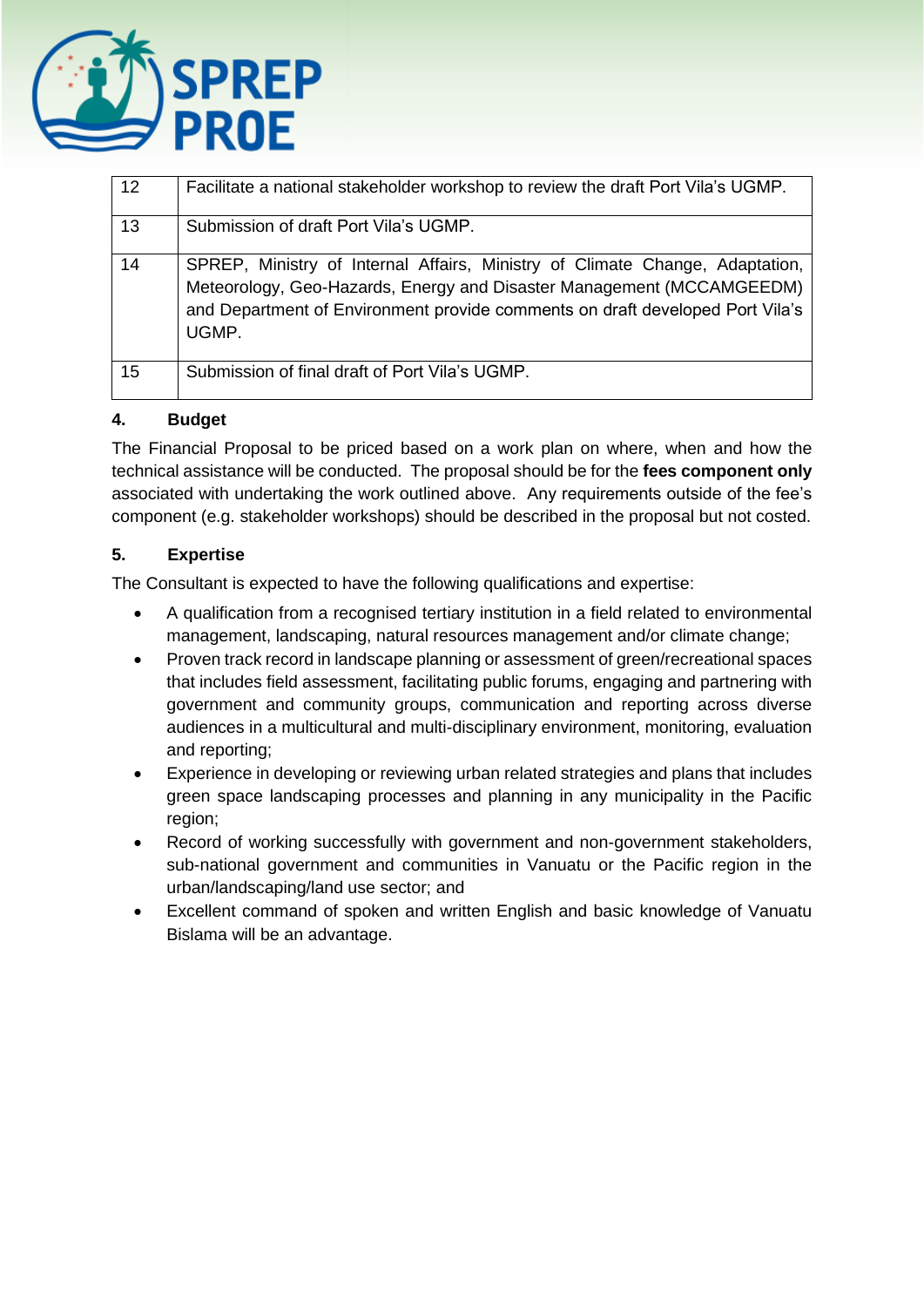| | |
|---|---|
| 12 | Facilitate a national stakeholder workshop to review the draft Port Vila's UGMP. |
| 13 | Submission of draft Port Vila's UGMP. |
| 14 | SPREP, Ministry of Internal Affairs, Ministry of Climate Change, Adaptation, Meteorology, Geo-Hazards, Energy and Disaster Management (MCCAMGEEDM) and Department of Environment provide comments on draft developed Port Vila's UGMP. |
| 15 | Submission of final draft of Port Vila's UGMP. |

## 4. Budget

The Financial Proposal to be priced based on a work plan on where, when and how the technical assistance will be conducted. The proposal should be for the **fees component only** associated with undertaking the work outlined above. Any requirements outside of the fee's component (e.g. stakeholder workshops) should be described in the proposal but not costed.

## 5. Expertise

The Consultant is expected to have the following qualifications and expertise:

- A qualification from a recognised tertiary institution in a field related to environmental management, landscaping, natural resources management and/or climate change;
- Proven track record in landscape planning or assessment of green/recreational spaces that includes field assessment, facilitating public forums, engaging and partnering with government and community groups, communication and reporting across diverse audiences in a multicultural and multi-disciplinary environment, monitoring, evaluation and reporting;
- Experience in developing or reviewing urban related strategies and plans that includes green space landscaping processes and planning in any municipality in the Pacific region;
- Record of working successfully with government and non-government stakeholders, sub-national government and communities in Vanuatu or the Pacific region in the urban/landscaping/land use sector; and
- Excellent command of spoken and written English and basic knowledge of Vanuatu Bislama will be an advantage.